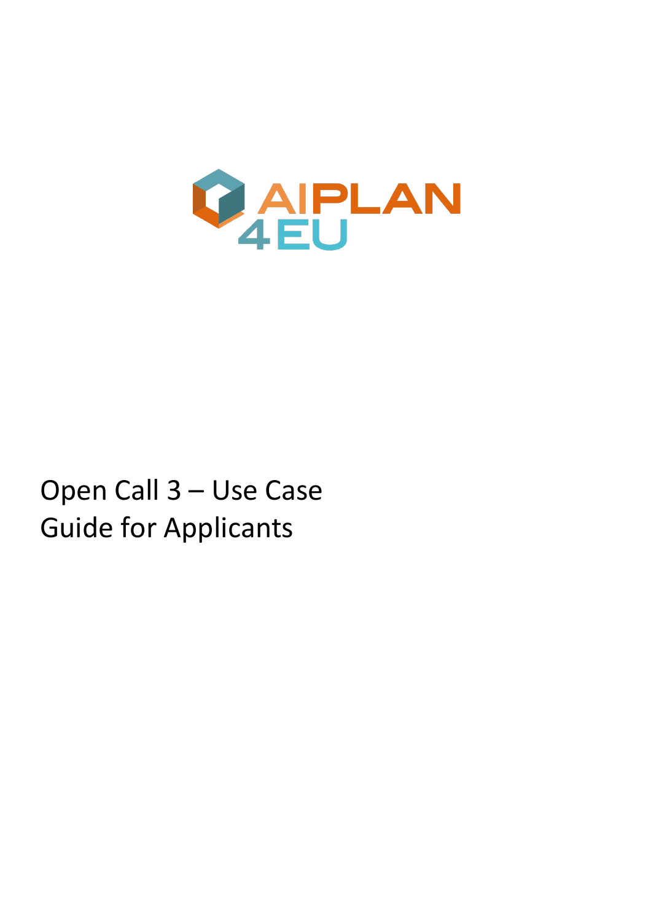AIPLAN 4EU

# Open Call 3 – Use Case Guide for Applicants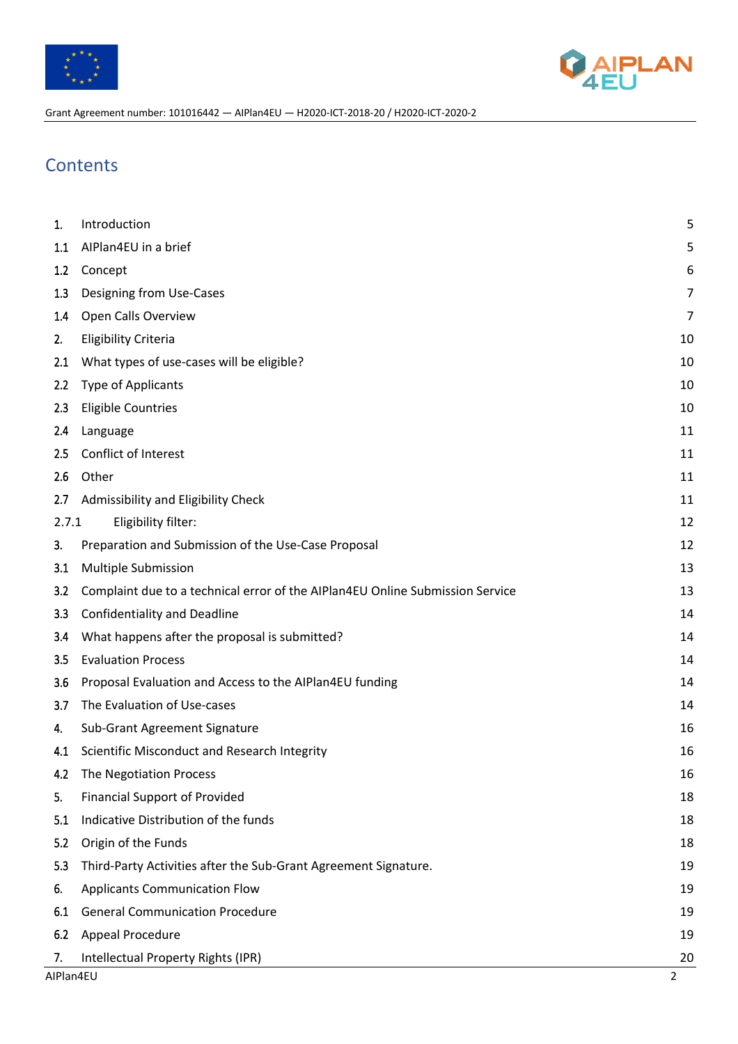# Contents

| | | |
|---|---|---|
| 1. | Introduction | 5 |
| 1.1 | AIPlan4EU in a brief | 5 |
| 1.2 | Concept | 6 |
| 1.3 | Designing from Use-Cases | 7 |
| 1.4 | Open Calls Overview | 7 |
| 2. | Eligibility Criteria | 10 |
| 2.1 | What types of use-cases will be eligible? | 10 |
| 2.2 | Type of Applicants | 10 |
| 2.3 | Eligible Countries | 10 |
| 2.4 | Language | 11 |
| 2.5 | Conflict of Interest | 11 |
| 2.6 | Other | 11 |
| 2.7 | Admissibility and Eligibility Check | 11 |
| 2.7.1 | Eligibility filter: | 12 |
| 3. | Preparation and Submission of the Use-Case Proposal | 12 |
| 3.1 | Multiple Submission | 13 |
| 3.2 | Complaint due to a technical error of the AIPlan4EU Online Submission Service | 13 |
| 3.3 | Confidentiality and Deadline | 14 |
| 3.4 | What happens after the proposal is submitted? | 14 |
| 3.5 | Evaluation Process | 14 |
| 3.6 | Proposal Evaluation and Access to the AIPlan4EU funding | 14 |
| 3.7 | The Evaluation of Use-cases | 14 |
| 4. | Sub-Grant Agreement Signature | 16 |
| 4.1 | Scientific Misconduct and Research Integrity | 16 |
| 4.2 | The Negotiation Process | 16 |
| 5. | Financial Support of Provided | 18 |
| 5.1 | Indicative Distribution of the funds | 18 |
| 5.2 | Origin of the Funds | 18 |
| 5.3 | Third-Party Activities after the Sub-Grant Agreement Signature. | 19 |
| 6. | Applicants Communication Flow | 19 |
| 6.1 | General Communication Procedure | 19 |
| 6.2 | Appeal Procedure | 19 |
| 7. | Intellectual Property Rights (IPR) | 20 |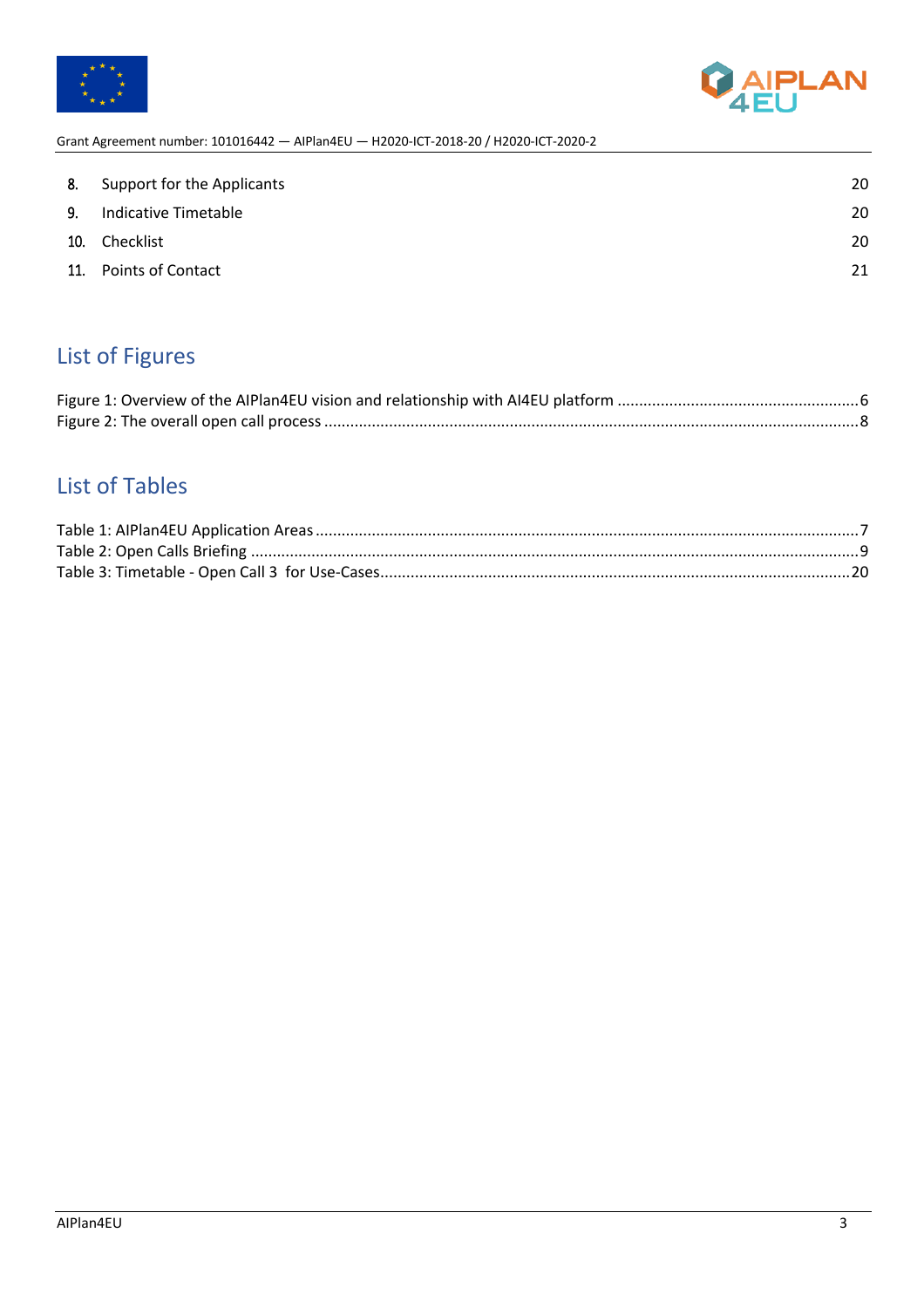8. Support for the Applicants 20
9. Indicative Timetable 20
10. Checklist 20
11. Points of Contact 21

## List of Figures

Figure 1: Overview of the AIPlan4EU vision and relationship with AI4EU platform ....................................................... 6
Figure 2: The overall open call process ......................................................................................................................... 8

## List of Tables

Table 1: AIPlan4EU Application Areas ........................................................................................................................... 7
Table 2: Open Calls Briefing .......................................................................................................................................... 9
Table 3: Timetable - Open Call 3 for Use-Cases .......................................................................................................... 20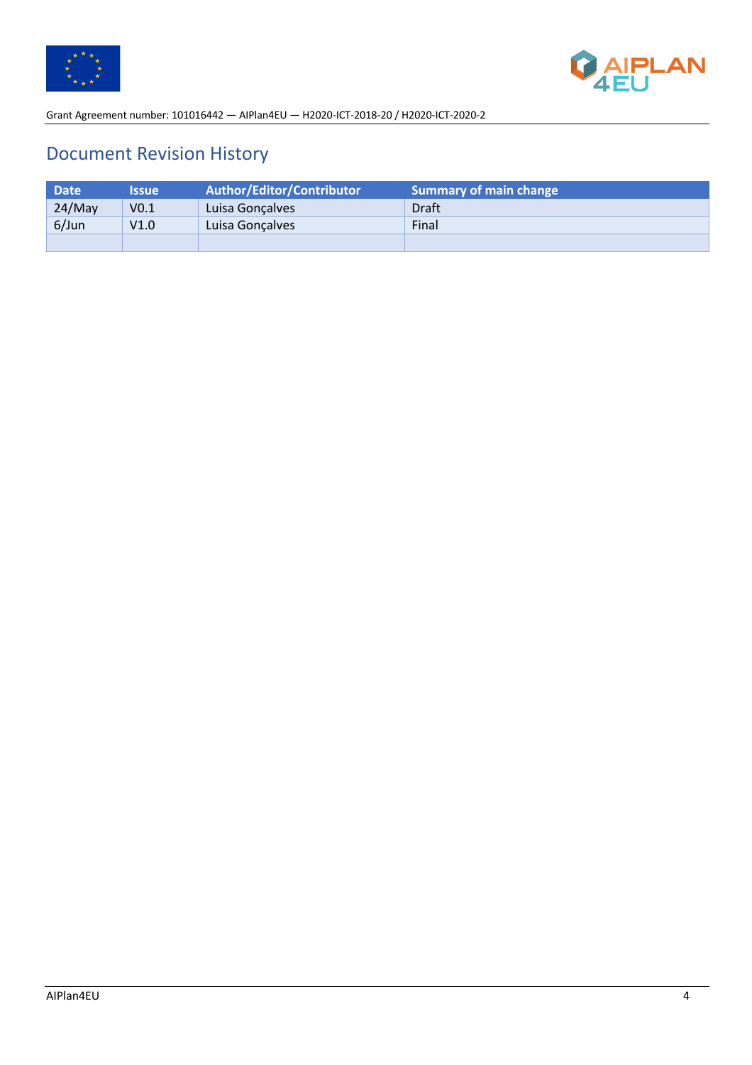# Document Revision History

| Date | Issue | Author/Editor/Contributor | Summary of main change |
|---|---|---|---|
| 24/May | V0.1 | Luisa Gonçalves | Draft |
| 6/Jun | V1.0 | Luisa Gonçalves | Final |
| | | | |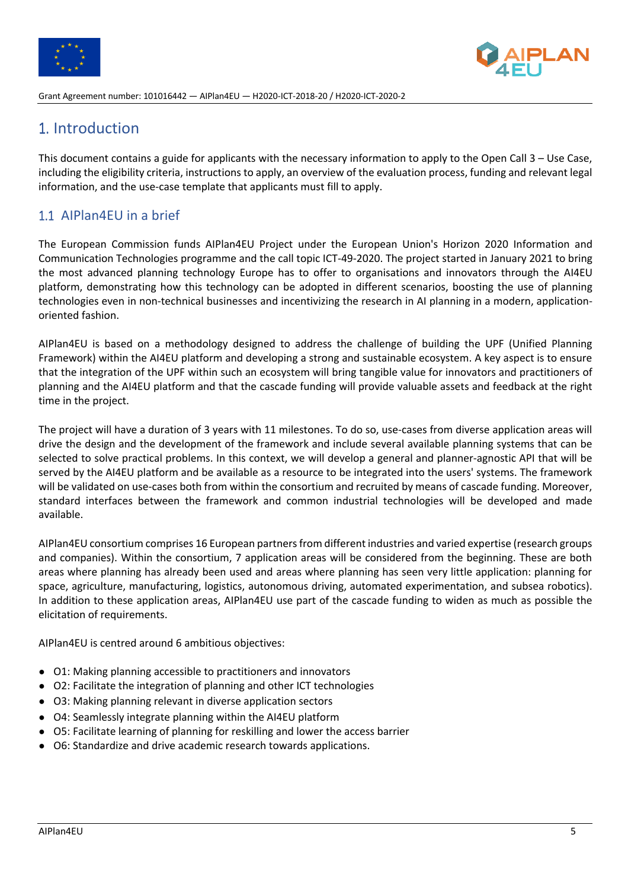# 1. Introduction

This document contains a guide for applicants with the necessary information to apply to the Open Call 3 – Use Case, including the eligibility criteria, instructions to apply, an overview of the evaluation process, funding and relevant legal information, and the use-case template that applicants must fill to apply.

## 1.1 AIPlan4EU in a brief

The European Commission funds AIPlan4EU Project under the European Union's Horizon 2020 Information and Communication Technologies programme and the call topic ICT-49-2020. The project started in January 2021 to bring the most advanced planning technology Europe has to offer to organisations and innovators through the AI4EU platform, demonstrating how this technology can be adopted in different scenarios, boosting the use of planning technologies even in non-technical businesses and incentivizing the research in AI planning in a modern, application-oriented fashion.

AIPlan4EU is based on a methodology designed to address the challenge of building the UPF (Unified Planning Framework) within the AI4EU platform and developing a strong and sustainable ecosystem. A key aspect is to ensure that the integration of the UPF within such an ecosystem will bring tangible value for innovators and practitioners of planning and the AI4EU platform and that the cascade funding will provide valuable assets and feedback at the right time in the project.

The project will have a duration of 3 years with 11 milestones. To do so, use-cases from diverse application areas will drive the design and the development of the framework and include several available planning systems that can be selected to solve practical problems. In this context, we will develop a general and planner-agnostic API that will be served by the AI4EU platform and be available as a resource to be integrated into the users' systems. The framework will be validated on use-cases both from within the consortium and recruited by means of cascade funding. Moreover, standard interfaces between the framework and common industrial technologies will be developed and made available.

AIPlan4EU consortium comprises 16 European partners from different industries and varied expertise (research groups and companies). Within the consortium, 7 application areas will be considered from the beginning. These are both areas where planning has already been used and areas where planning has seen very little application: planning for space, agriculture, manufacturing, logistics, autonomous driving, automated experimentation, and subsea robotics). In addition to these application areas, AIPlan4EU use part of the cascade funding to widen as much as possible the elicitation of requirements.

AIPlan4EU is centred around 6 ambitious objectives:

- O1: Making planning accessible to practitioners and innovators
- O2: Facilitate the integration of planning and other ICT technologies
- O3: Making planning relevant in diverse application sectors
- O4: Seamlessly integrate planning within the AI4EU platform
- O5: Facilitate learning of planning for reskilling and lower the access barrier
- O6: Standardize and drive academic research towards applications.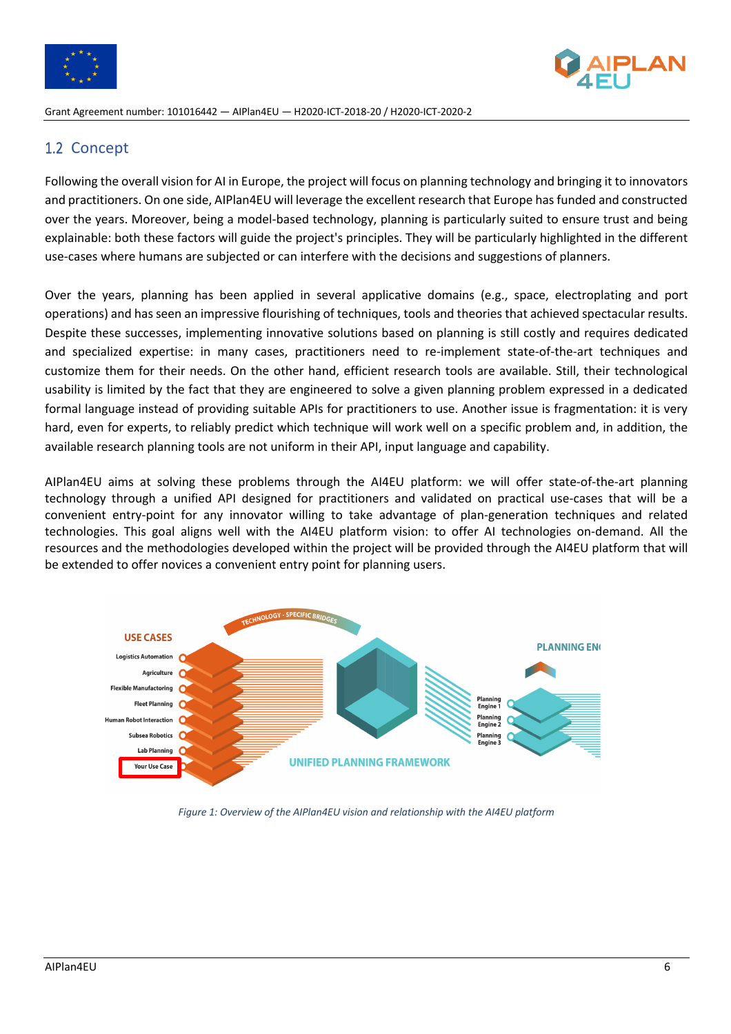## 1.2 Concept

Following the overall vision for AI in Europe, the project will focus on planning technology and bringing it to innovators and practitioners. On one side, AIPlan4EU will leverage the excellent research that Europe has funded and constructed over the years. Moreover, being a model-based technology, planning is particularly suited to ensure trust and being explainable: both these factors will guide the project's principles. They will be particularly highlighted in the different use-cases where humans are subjected or can interfere with the decisions and suggestions of planners.

Over the years, planning has been applied in several applicative domains (e.g., space, electroplating and port operations) and has seen an impressive flourishing of techniques, tools and theories that achieved spectacular results. Despite these successes, implementing innovative solutions based on planning is still costly and requires dedicated and specialized expertise: in many cases, practitioners need to re-implement state-of-the-art techniques and customize them for their needs. On the other hand, efficient research tools are available. Still, their technological usability is limited by the fact that they are engineered to solve a given planning problem expressed in a dedicated formal language instead of providing suitable APIs for practitioners to use. Another issue is fragmentation: it is very hard, even for experts, to reliably predict which technique will work well on a specific problem and, in addition, the available research planning tools are not uniform in their API, input language and capability.

AIPlan4EU aims at solving these problems through the AI4EU platform: we will offer state-of-the-art planning technology through a unified API designed for practitioners and validated on practical use-cases that will be a convenient entry-point for any innovator willing to take advantage of plan-generation techniques and related technologies. This goal aligns well with the AI4EU platform vision: to offer AI technologies on-demand. All the resources and the methodologies developed within the project will be provided through the AI4EU platform that will be extended to offer novices a convenient entry point for planning users.

*Figure 1: Overview of the AIPlan4EU vision and relationship with the AI4EU platform*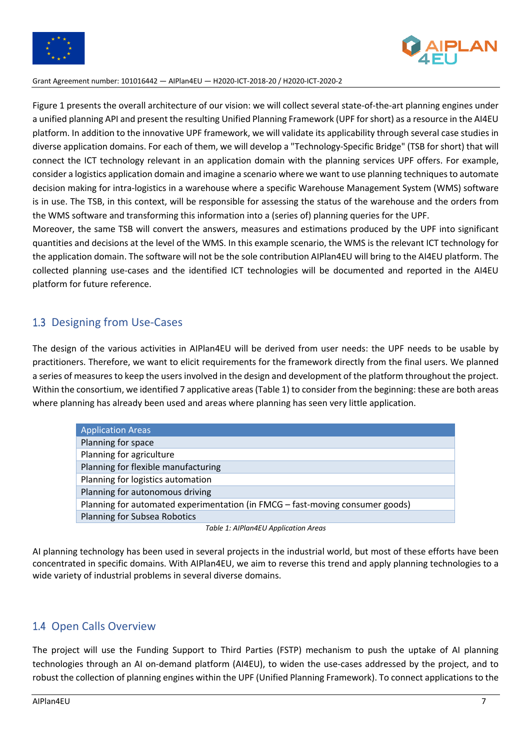Figure 1 presents the overall architecture of our vision: we will collect several state-of-the-art planning engines under a unified planning API and present the resulting Unified Planning Framework (UPF for short) as a resource in the AI4EU platform. In addition to the innovative UPF framework, we will validate its applicability through several case studies in diverse application domains. For each of them, we will develop a "Technology-Specific Bridge" (TSB for short) that will connect the ICT technology relevant in an application domain with the planning services UPF offers. For example, consider a logistics application domain and imagine a scenario where we want to use planning techniques to automate decision making for intra-logistics in a warehouse where a specific Warehouse Management System (WMS) software is in use. The TSB, in this context, will be responsible for assessing the status of the warehouse and the orders from the WMS software and transforming this information into a (series of) planning queries for the UPF.
Moreover, the same TSB will convert the answers, measures and estimations produced by the UPF into significant quantities and decisions at the level of the WMS. In this example scenario, the WMS is the relevant ICT technology for the application domain. The software will not be the sole contribution AIPlan4EU will bring to the AI4EU platform. The collected planning use-cases and the identified ICT technologies will be documented and reported in the AI4EU platform for future reference.

## 1.3 Designing from Use-Cases

The design of the various activities in AIPlan4EU will be derived from user needs: the UPF needs to be usable by practitioners. Therefore, we want to elicit requirements for the framework directly from the final users. We planned a series of measures to keep the users involved in the design and development of the platform throughout the project. Within the consortium, we identified 7 applicative areas (Table 1) to consider from the beginning: these are both areas where planning has already been used and areas where planning has seen very little application.

| Application Areas |
| --- |
| Planning for space |
| Planning for agriculture |
| Planning for flexible manufacturing |
| Planning for logistics automation |
| Planning for autonomous driving |
| Planning for automated experimentation (in FMCG – fast-moving consumer goods) |
| Planning for Subsea Robotics |

*Table 1: AIPlan4EU Application Areas*

AI planning technology has been used in several projects in the industrial world, but most of these efforts have been concentrated in specific domains. With AIPlan4EU, we aim to reverse this trend and apply planning technologies to a wide variety of industrial problems in several diverse domains.

## 1.4 Open Calls Overview

The project will use the Funding Support to Third Parties (FSTP) mechanism to push the uptake of AI planning technologies through an AI on-demand platform (AI4EU), to widen the use-cases addressed by the project, and to robust the collection of planning engines within the UPF (Unified Planning Framework). To connect applications to the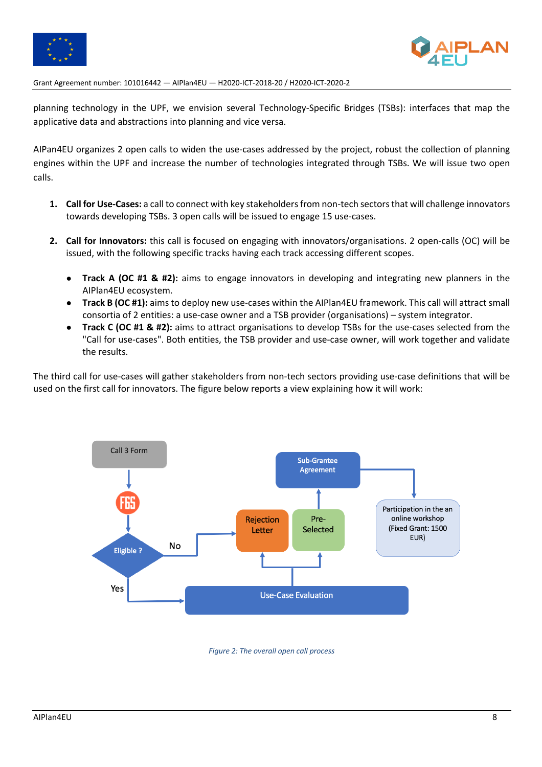planning technology in the UPF, we envision several Technology-Specific Bridges (TSBs): interfaces that map the applicative data and abstractions into planning and vice versa.

AIPan4EU organizes 2 open calls to widen the use-cases addressed by the project, robust the collection of planning engines within the UPF and increase the number of technologies integrated through TSBs. We will issue two open calls.

1. **Call for Use-Cases:** a call to connect with key stakeholders from non-tech sectors that will challenge innovators towards developing TSBs. 3 open calls will be issued to engage 15 use-cases.

2. **Call for Innovators:** this call is focused on engaging with innovators/organisations. 2 open-calls (OC) will be issued, with the following specific tracks having each track accessing different scopes.

   - **Track A (OC #1 & #2):** aims to engage innovators in developing and integrating new planners in the AIPlan4EU ecosystem.
   - **Track B (OC #1):** aims to deploy new use-cases within the AIPlan4EU framework. This call will attract small consortia of 2 entities: a use-case owner and a TSB provider (organisations) – system integrator.
   - **Track C (OC #1 & #2):** aims to attract organisations to develop TSBs for the use-cases selected from the "Call for use-cases". Both entities, the TSB provider and use-case owner, will work together and validate the results.

The third call for use-cases will gather stakeholders from non-tech sectors providing use-case definitions that will be used on the first call for innovators. The figure below reports a view explaining how it will work:

*Figure 2: The overall open call process*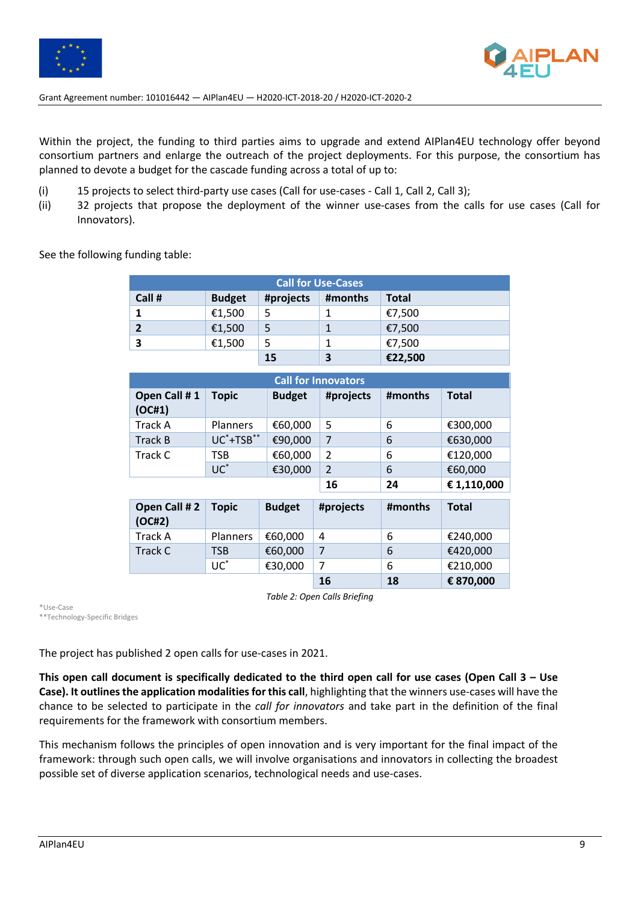Within the project, the funding to third parties aims to upgrade and extend AIPlan4EU technology offer beyond consortium partners and enlarge the outreach of the project deployments. For this purpose, the consortium has planned to devote a budget for the cascade funding across a total of up to:

(i) 15 projects to select third-party use cases (Call for use-cases - Call 1, Call 2, Call 3);
(ii) 32 projects that propose the deployment of the winner use-cases from the calls for use cases (Call for Innovators).

See the following funding table:

| Call for Use-Cases | | | | |
|---|---|---|---|---|
| **Call #** | **Budget** | **#projects** | **#months** | **Total** |
| **1** | €1,500 | 5 | 1 | €7,500 |
| **2** | €1,500 | 5 | 1 | €7,500 |
| **3** | €1,500 | 5 | 1 | €7,500 |
| | | **15** | **3** | **€22,500** |

| Call for Innovators | | | | | |
|---|---|---|---|---|---|
| **Open Call # 1 (OC#1)** | **Topic** | **Budget** | **#projects** | **#months** | **Total** |
| Track A | Planners | €60,000 | 5 | 6 | €300,000 |
| Track B | UC*+TSB** | €90,000 | 7 | 6 | €630,000 |
| Track C | TSB | €60,000 | 2 | 6 | €120,000 |
| | UC* | €30,000 | 2 | 6 | €60,000 |
| | | | **16** | **24** | **€ 1,110,000** |

| **Open Call # 2 (OC#2)** | **Topic** | **Budget** | **#projects** | **#months** | **Total** |
|---|---|---|---|---|---|
| Track A | Planners | €60,000 | 4 | 6 | €240,000 |
| Track C | TSB | €60,000 | 7 | 6 | €420,000 |
| | UC* | €30,000 | 7 | 6 | €210,000 |
| | | | **16** | **18** | **€ 870,000** |

*Table 2: Open Calls Briefing*

*Use-Case
**Technology-Specific Bridges

The project has published 2 open calls for use-cases in 2021.

**This open call document is specifically dedicated to the third open call for use cases (Open Call 3 – Use Case). It outlines the application modalities for this call**, highlighting that the winners use-cases will have the chance to be selected to participate in the *call for innovators* and take part in the definition of the final requirements for the framework with consortium members.

This mechanism follows the principles of open innovation and is very important for the final impact of the framework: through such open calls, we will involve organisations and innovators in collecting the broadest possible set of diverse application scenarios, technological needs and use-cases.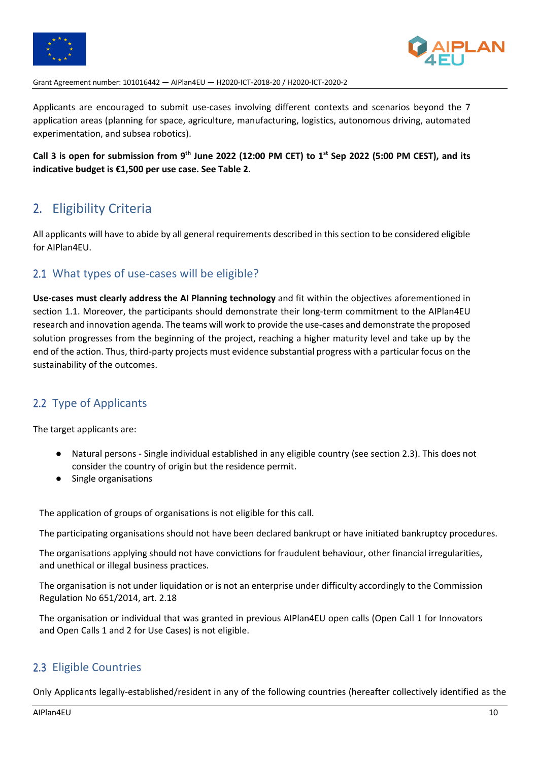Applicants are encouraged to submit use-cases involving different contexts and scenarios beyond the 7 application areas (planning for space, agriculture, manufacturing, logistics, autonomous driving, automated experimentation, and subsea robotics).

**Call 3 is open for submission from 9th June 2022 (12:00 PM CET) to 1st Sep 2022 (5:00 PM CEST), and its indicative budget is €1,500 per use case. See Table 2.**

## 2. Eligibility Criteria

All applicants will have to abide by all general requirements described in this section to be considered eligible for AIPlan4EU.

### 2.1 What types of use-cases will be eligible?

**Use-cases must clearly address the AI Planning technology** and fit within the objectives aforementioned in section 1.1. Moreover, the participants should demonstrate their long-term commitment to the AIPlan4EU research and innovation agenda. The teams will work to provide the use-cases and demonstrate the proposed solution progresses from the beginning of the project, reaching a higher maturity level and take up by the end of the action. Thus, third-party projects must evidence substantial progress with a particular focus on the sustainability of the outcomes.

### 2.2 Type of Applicants

The target applicants are:

- Natural persons - Single individual established in any eligible country (see section 2.3). This does not consider the country of origin but the residence permit.
- Single organisations

The application of groups of organisations is not eligible for this call.

The participating organisations should not have been declared bankrupt or have initiated bankruptcy procedures.

The organisations applying should not have convictions for fraudulent behaviour, other financial irregularities, and unethical or illegal business practices.

The organisation is not under liquidation or is not an enterprise under difficulty accordingly to the Commission Regulation No 651/2014, art. 2.18

The organisation or individual that was granted in previous AIPlan4EU open calls (Open Call 1 for Innovators and Open Calls 1 and 2 for Use Cases) is not eligible.

### 2.3 Eligible Countries

Only Applicants legally-established/resident in any of the following countries (hereafter collectively identified as the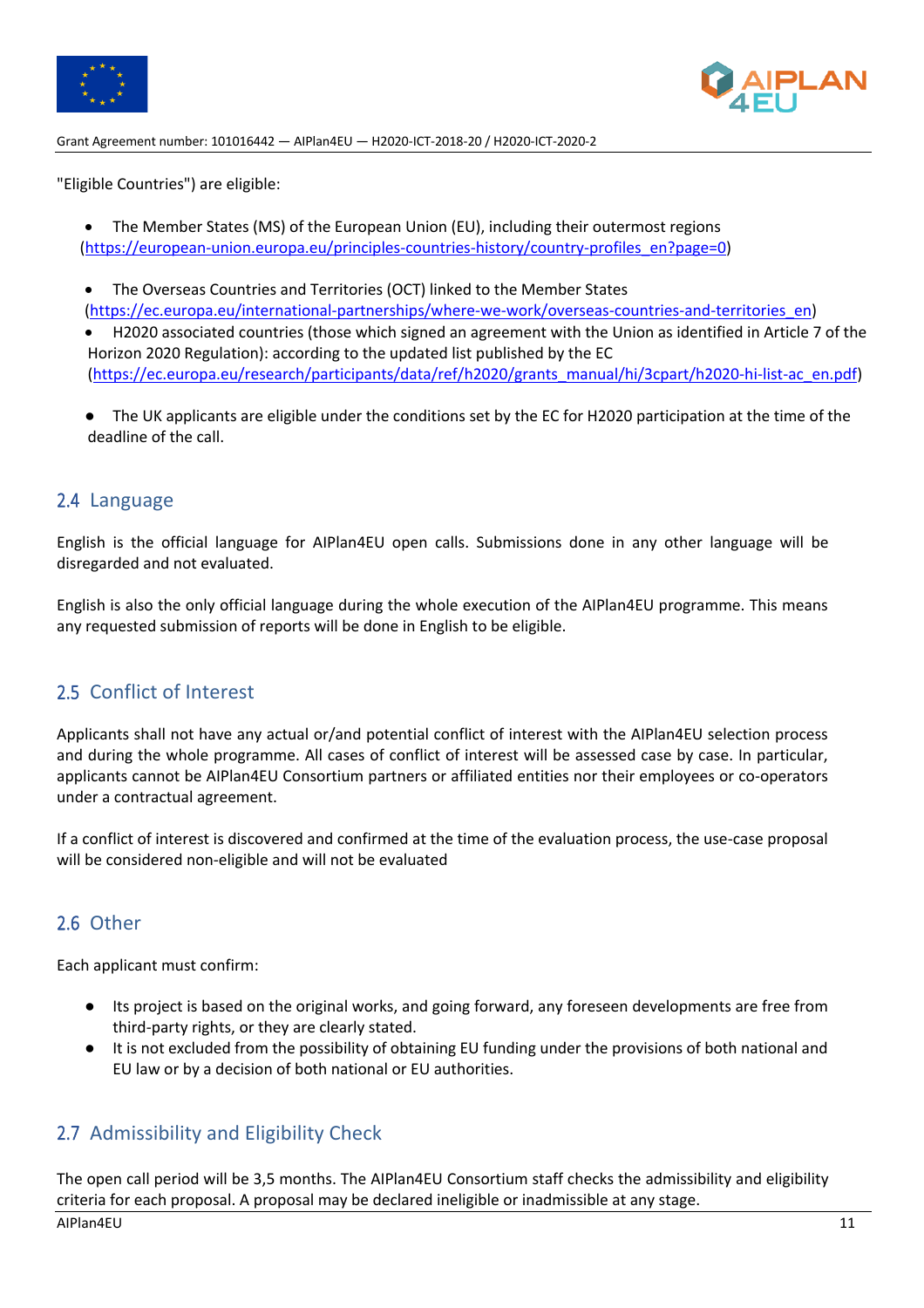"Eligible Countries") are eligible:

- The Member States (MS) of the European Union (EU), including their outermost regions (https://european-union.europa.eu/principles-countries-history/country-profiles_en?page=0)
- The Overseas Countries and Territories (OCT) linked to the Member States (https://ec.europa.eu/international-partnerships/where-we-work/overseas-countries-and-territories_en)
- H2020 associated countries (those which signed an agreement with the Union as identified in Article 7 of the Horizon 2020 Regulation): according to the updated list published by the EC (https://ec.europa.eu/research/participants/data/ref/h2020/grants_manual/hi/3cpart/h2020-hi-list-ac_en.pdf)
- The UK applicants are eligible under the conditions set by the EC for H2020 participation at the time of the deadline of the call.

## 2.4 Language

English is the official language for AIPlan4EU open calls. Submissions done in any other language will be disregarded and not evaluated.

English is also the only official language during the whole execution of the AIPlan4EU programme. This means any requested submission of reports will be done in English to be eligible.

## 2.5 Conflict of Interest

Applicants shall not have any actual or/and potential conflict of interest with the AIPlan4EU selection process and during the whole programme. All cases of conflict of interest will be assessed case by case. In particular, applicants cannot be AIPlan4EU Consortium partners or affiliated entities nor their employees or co-operators under a contractual agreement.

If a conflict of interest is discovered and confirmed at the time of the evaluation process, the use-case proposal will be considered non-eligible and will not be evaluated

## 2.6 Other

Each applicant must confirm:

- Its project is based on the original works, and going forward, any foreseen developments are free from third-party rights, or they are clearly stated.
- It is not excluded from the possibility of obtaining EU funding under the provisions of both national and EU law or by a decision of both national or EU authorities.

## 2.7 Admissibility and Eligibility Check

The open call period will be 3,5 months. The AIPlan4EU Consortium staff checks the admissibility and eligibility criteria for each proposal. A proposal may be declared ineligible or inadmissible at any stage.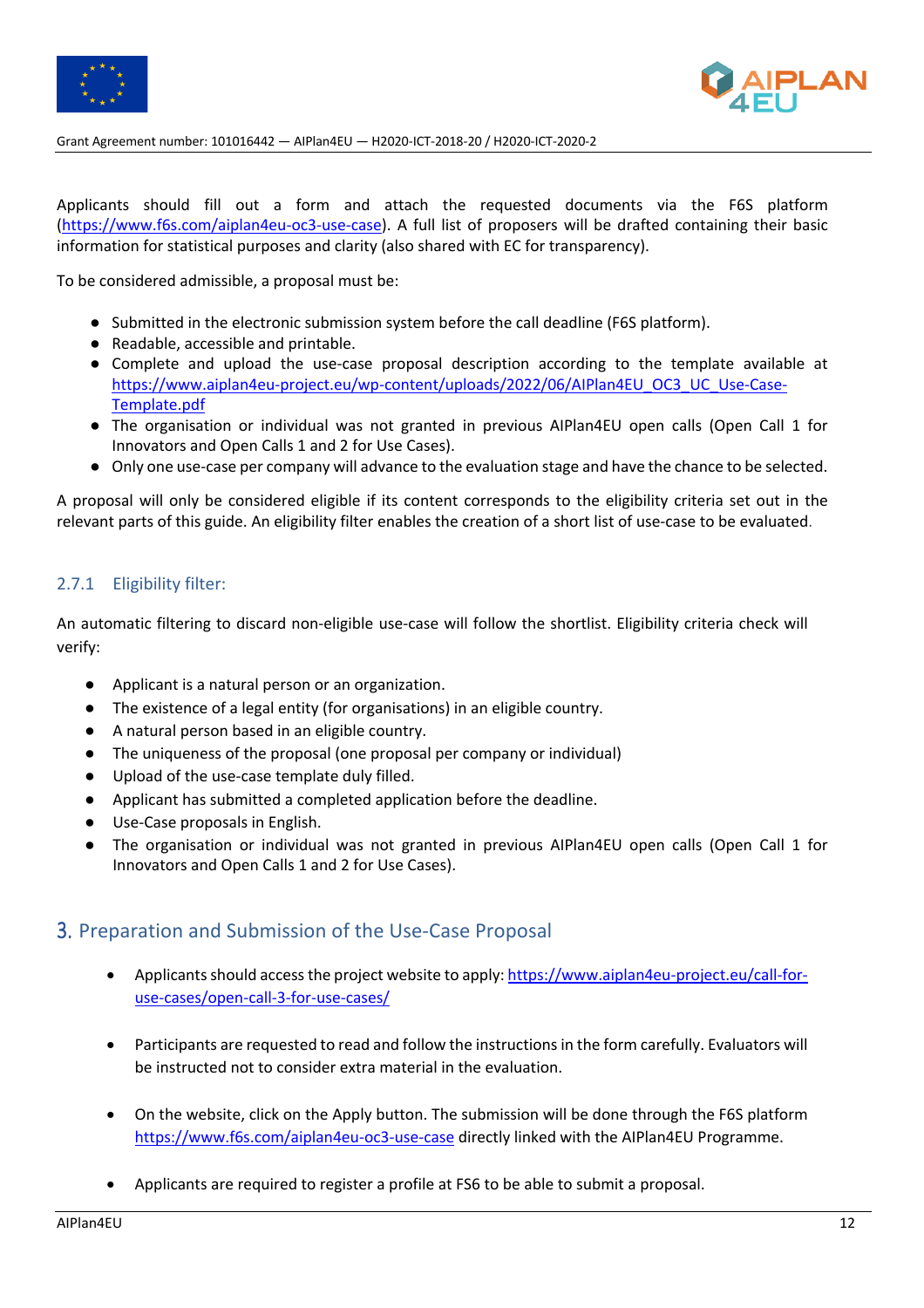Applicants should fill out a form and attach the requested documents via the F6S platform (https://www.f6s.com/aiplan4eu-oc3-use-case). A full list of proposers will be drafted containing their basic information for statistical purposes and clarity (also shared with EC for transparency).

To be considered admissible, a proposal must be:

- Submitted in the electronic submission system before the call deadline (F6S platform).
- Readable, accessible and printable.
- Complete and upload the use-case proposal description according to the template available at https://www.aiplan4eu-project.eu/wp-content/uploads/2022/06/AIPlan4EU_OC3_UC_Use-Case-Template.pdf
- The organisation or individual was not granted in previous AIPlan4EU open calls (Open Call 1 for Innovators and Open Calls 1 and 2 for Use Cases).
- Only one use-case per company will advance to the evaluation stage and have the chance to be selected.

A proposal will only be considered eligible if its content corresponds to the eligibility criteria set out in the relevant parts of this guide. An eligibility filter enables the creation of a short list of use-case to be evaluated.

### 2.7.1 Eligibility filter:

An automatic filtering to discard non-eligible use-case will follow the shortlist. Eligibility criteria check will verify:

- Applicant is a natural person or an organization.
- The existence of a legal entity (for organisations) in an eligible country.
- A natural person based in an eligible country.
- The uniqueness of the proposal (one proposal per company or individual)
- Upload of the use-case template duly filled.
- Applicant has submitted a completed application before the deadline.
- Use-Case proposals in English.
- The organisation or individual was not granted in previous AIPlan4EU open calls (Open Call 1 for Innovators and Open Calls 1 and 2 for Use Cases).

# 3. Preparation and Submission of the Use-Case Proposal

- Applicants should access the project website to apply: https://www.aiplan4eu-project.eu/call-for-use-cases/open-call-3-for-use-cases/

- Participants are requested to read and follow the instructions in the form carefully. Evaluators will be instructed not to consider extra material in the evaluation.

- On the website, click on the Apply button. The submission will be done through the F6S platform https://www.f6s.com/aiplan4eu-oc3-use-case directly linked with the AIPlan4EU Programme.

- Applicants are required to register a profile at FS6 to be able to submit a proposal.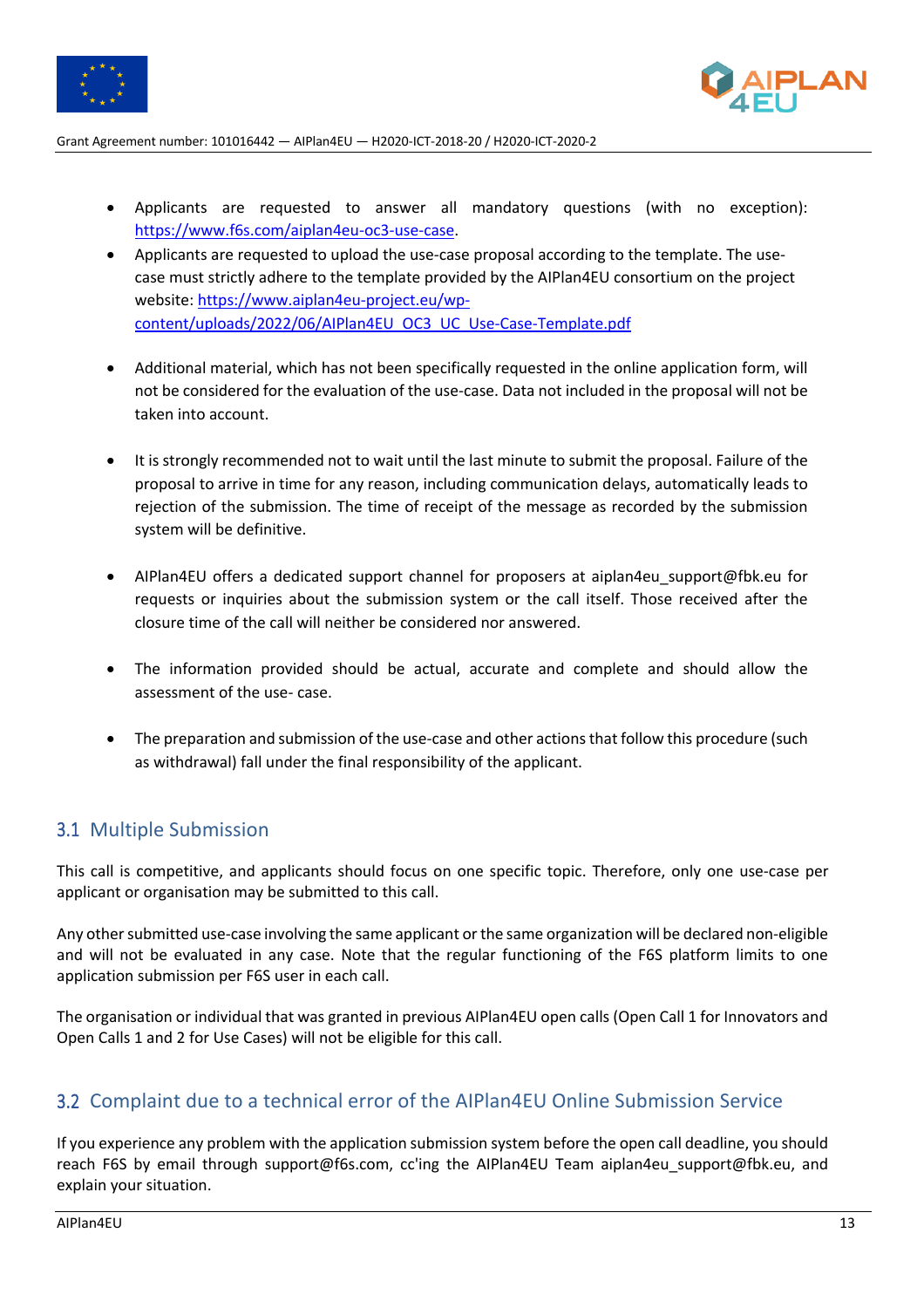- Applicants are requested to answer all mandatory questions (with no exception): https://www.f6s.com/aiplan4eu-oc3-use-case.
- Applicants are requested to upload the use-case proposal according to the template. The use-case must strictly adhere to the template provided by the AIPlan4EU consortium on the project website: https://www.aiplan4eu-project.eu/wp-content/uploads/2022/06/AIPlan4EU_OC3_UC_Use-Case-Template.pdf
- Additional material, which has not been specifically requested in the online application form, will not be considered for the evaluation of the use-case. Data not included in the proposal will not be taken into account.
- It is strongly recommended not to wait until the last minute to submit the proposal. Failure of the proposal to arrive in time for any reason, including communication delays, automatically leads to rejection of the submission. The time of receipt of the message as recorded by the submission system will be definitive.
- AIPlan4EU offers a dedicated support channel for proposers at aiplan4eu_support@fbk.eu for requests or inquiries about the submission system or the call itself. Those received after the closure time of the call will neither be considered nor answered.
- The information provided should be actual, accurate and complete and should allow the assessment of the use- case.
- The preparation and submission of the use-case and other actions that follow this procedure (such as withdrawal) fall under the final responsibility of the applicant.

## 3.1 Multiple Submission

This call is competitive, and applicants should focus on one specific topic. Therefore, only one use-case per applicant or organisation may be submitted to this call.

Any other submitted use-case involving the same applicant or the same organization will be declared non-eligible and will not be evaluated in any case. Note that the regular functioning of the F6S platform limits to one application submission per F6S user in each call.

The organisation or individual that was granted in previous AIPlan4EU open calls (Open Call 1 for Innovators and Open Calls 1 and 2 for Use Cases) will not be eligible for this call.

## 3.2 Complaint due to a technical error of the AIPlan4EU Online Submission Service

If you experience any problem with the application submission system before the open call deadline, you should reach F6S by email through support@f6s.com, cc'ing the AIPlan4EU Team aiplan4eu_support@fbk.eu, and explain your situation.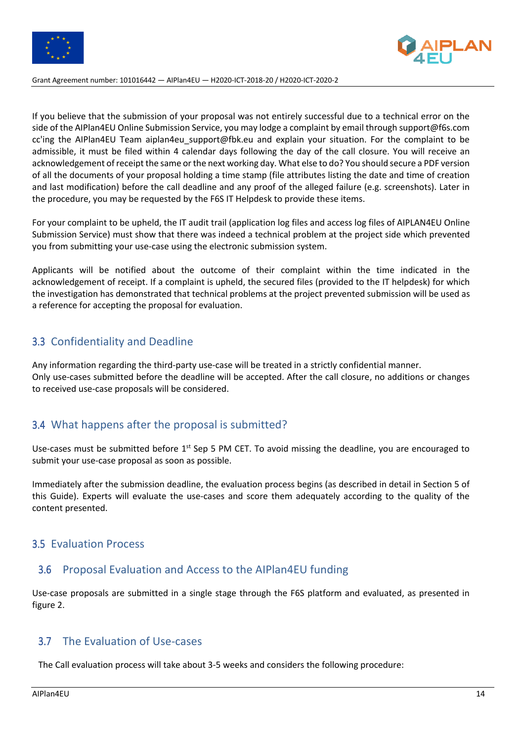If you believe that the submission of your proposal was not entirely successful due to a technical error on the side of the AIPlan4EU Online Submission Service, you may lodge a complaint by email through support@f6s.com cc'ing the AIPlan4EU Team aiplan4eu_support@fbk.eu and explain your situation. For the complaint to be admissible, it must be filed within 4 calendar days following the day of the call closure. You will receive an acknowledgement of receipt the same or the next working day. What else to do? You should secure a PDF version of all the documents of your proposal holding a time stamp (file attributes listing the date and time of creation and last modification) before the call deadline and any proof of the alleged failure (e.g. screenshots). Later in the procedure, you may be requested by the F6S IT Helpdesk to provide these items.

For your complaint to be upheld, the IT audit trail (application log files and access log files of AIPLAN4EU Online Submission Service) must show that there was indeed a technical problem at the project side which prevented you from submitting your use-case using the electronic submission system.

Applicants will be notified about the outcome of their complaint within the time indicated in the acknowledgement of receipt. If a complaint is upheld, the secured files (provided to the IT helpdesk) for which the investigation has demonstrated that technical problems at the project prevented submission will be used as a reference for accepting the proposal for evaluation.

## 3.3 Confidentiality and Deadline

Any information regarding the third-party use-case will be treated in a strictly confidential manner.
Only use-cases submitted before the deadline will be accepted. After the call closure, no additions or changes to received use-case proposals will be considered.

## 3.4 What happens after the proposal is submitted?

Use-cases must be submitted before 1st Sep 5 PM CET. To avoid missing the deadline, you are encouraged to submit your use-case proposal as soon as possible.

Immediately after the submission deadline, the evaluation process begins (as described in detail in Section 5 of this Guide). Experts will evaluate the use-cases and score them adequately according to the quality of the content presented.

## 3.5 Evaluation Process

## 3.6 Proposal Evaluation and Access to the AIPlan4EU funding

Use-case proposals are submitted in a single stage through the F6S platform and evaluated, as presented in figure 2.

## 3.7 The Evaluation of Use-cases

The Call evaluation process will take about 3-5 weeks and considers the following procedure: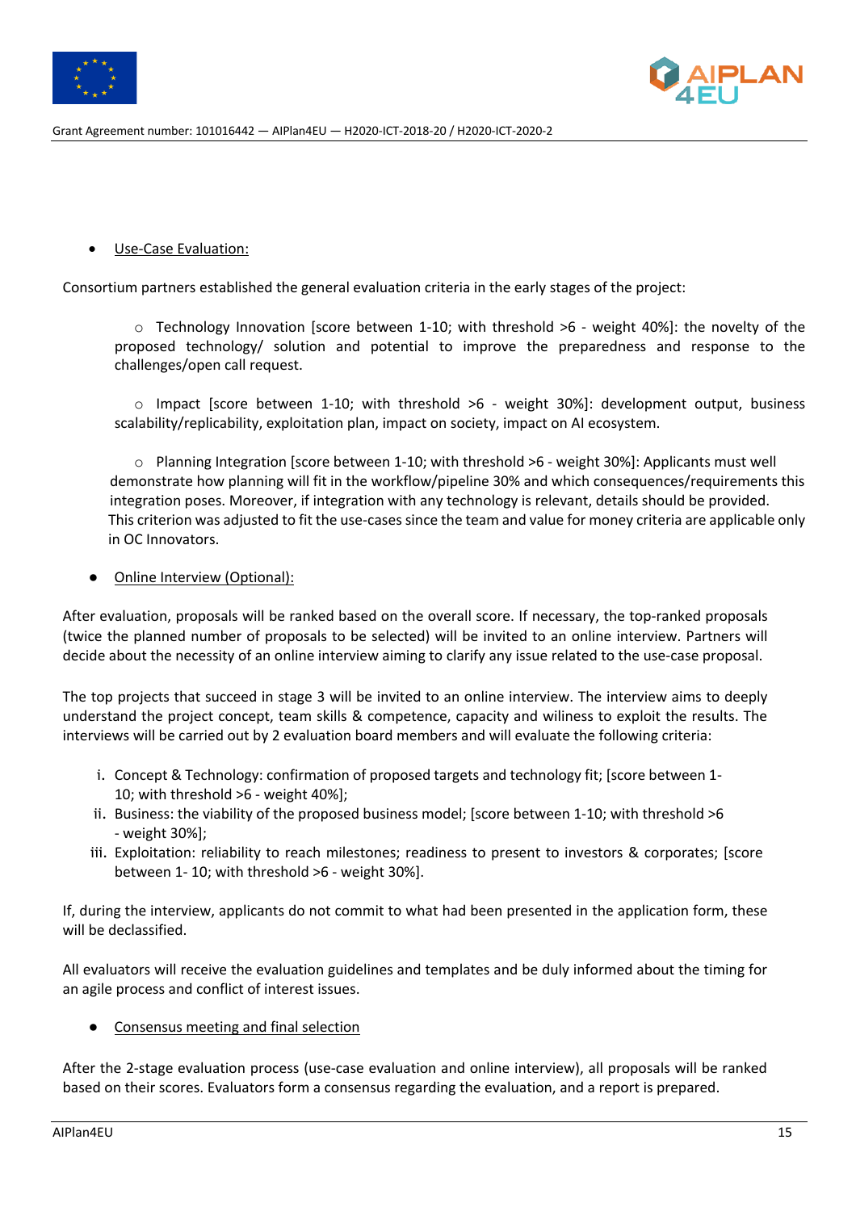- <u>Use-Case Evaluation:</u>

Consortium partners established the general evaluation criteria in the early stages of the project:

  - Technology Innovation [score between 1-10; with threshold >6 - weight 40%]: the novelty of the proposed technology/ solution and potential to improve the preparedness and response to the challenges/open call request.

  - Impact [score between 1-10; with threshold >6 - weight 30%]: development output, business scalability/replicability, exploitation plan, impact on society, impact on AI ecosystem.

  - Planning Integration [score between 1-10; with threshold >6 - weight 30%]: Applicants must well demonstrate how planning will fit in the workflow/pipeline 30% and which consequences/requirements this integration poses. Moreover, if integration with any technology is relevant, details should be provided. This criterion was adjusted to fit the use-cases since the team and value for money criteria are applicable only in OC Innovators.

- <u>Online Interview (Optional):</u>

After evaluation, proposals will be ranked based on the overall score. If necessary, the top-ranked proposals (twice the planned number of proposals to be selected) will be invited to an online interview. Partners will decide about the necessity of an online interview aiming to clarify any issue related to the use-case proposal.

The top projects that succeed in stage 3 will be invited to an online interview. The interview aims to deeply understand the project concept, team skills & competence, capacity and wiliness to exploit the results. The interviews will be carried out by 2 evaluation board members and will evaluate the following criteria:

i. Concept & Technology: confirmation of proposed targets and technology fit; [score between 1-10; with threshold >6 - weight 40%];
ii. Business: the viability of the proposed business model; [score between 1-10; with threshold >6 - weight 30%];
iii. Exploitation: reliability to reach milestones; readiness to present to investors & corporates; [score between 1- 10; with threshold >6 - weight 30%].

If, during the interview, applicants do not commit to what had been presented in the application form, these will be declassified.

All evaluators will receive the evaluation guidelines and templates and be duly informed about the timing for an agile process and conflict of interest issues.

- <u>Consensus meeting and final selection</u>

After the 2-stage evaluation process (use-case evaluation and online interview), all proposals will be ranked based on their scores. Evaluators form a consensus regarding the evaluation, and a report is prepared.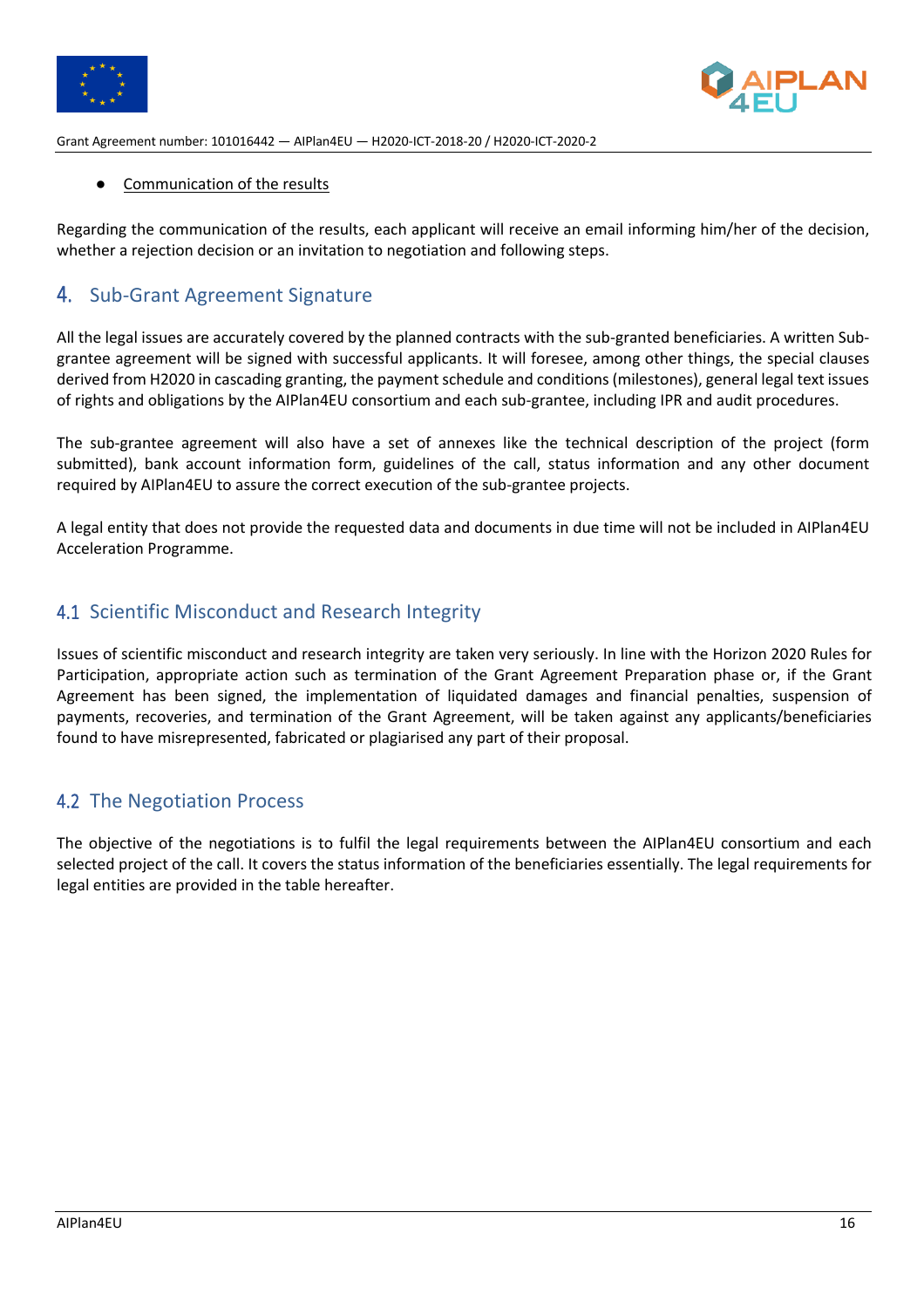- Communication of the results

Regarding the communication of the results, each applicant will receive an email informing him/her of the decision, whether a rejection decision or an invitation to negotiation and following steps.

## 4. Sub-Grant Agreement Signature

All the legal issues are accurately covered by the planned contracts with the sub-granted beneficiaries. A written Sub-grantee agreement will be signed with successful applicants. It will foresee, among other things, the special clauses derived from H2020 in cascading granting, the payment schedule and conditions (milestones), general legal text issues of rights and obligations by the AIPlan4EU consortium and each sub-grantee, including IPR and audit procedures.

The sub-grantee agreement will also have a set of annexes like the technical description of the project (form submitted), bank account information form, guidelines of the call, status information and any other document required by AIPlan4EU to assure the correct execution of the sub-grantee projects.

A legal entity that does not provide the requested data and documents in due time will not be included in AIPlan4EU Acceleration Programme.

### 4.1 Scientific Misconduct and Research Integrity

Issues of scientific misconduct and research integrity are taken very seriously. In line with the Horizon 2020 Rules for Participation, appropriate action such as termination of the Grant Agreement Preparation phase or, if the Grant Agreement has been signed, the implementation of liquidated damages and financial penalties, suspension of payments, recoveries, and termination of the Grant Agreement, will be taken against any applicants/beneficiaries found to have misrepresented, fabricated or plagiarised any part of their proposal.

### 4.2 The Negotiation Process

The objective of the negotiations is to fulfil the legal requirements between the AIPlan4EU consortium and each selected project of the call. It covers the status information of the beneficiaries essentially. The legal requirements for legal entities are provided in the table hereafter.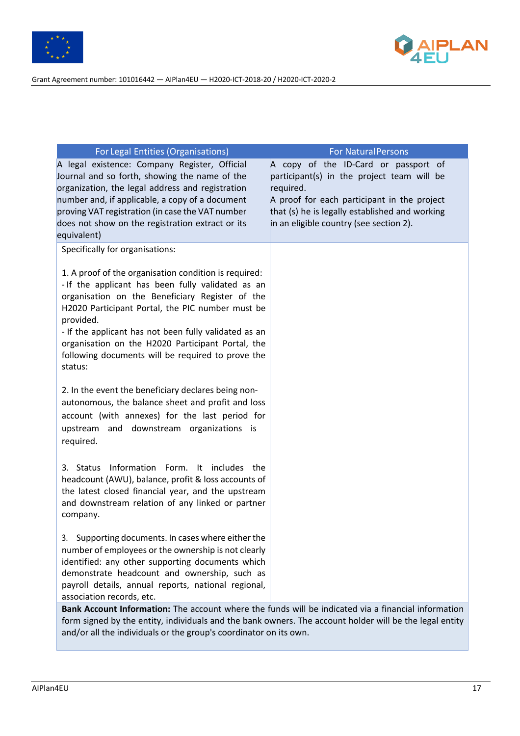| For Legal Entities (Organisations) | For Natural Persons |
|---|---|
| A legal existence: Company Register, Official Journal and so forth, showing the name of the organization, the legal address and registration number and, if applicable, a copy of a document proving VAT registration (in case the VAT number does not show on the registration extract or its equivalent) | A copy of the ID-Card or passport of participant(s) in the project team will be required.<br>A proof for each participant in the project that (s) he is legally established and working in an eligible country (see section 2). |
| Specifically for organisations:<br><br>1. A proof of the organisation condition is required:<br>- If the applicant has been fully validated as an organisation on the Beneficiary Register of the H2020 Participant Portal, the PIC number must be provided.<br>- If the applicant has not been fully validated as an organisation on the H2020 Participant Portal, the following documents will be required to prove the status:<br><br>2. In the event the beneficiary declares being non-autonomous, the balance sheet and profit and loss account (with annexes) for the last period for upstream and downstream organizations is required.<br><br>3. Status Information Form. It includes the headcount (AWU), balance, profit & loss accounts of the latest closed financial year, and the upstream and downstream relation of any linked or partner company.<br><br>3. Supporting documents. In cases where either the number of employees or the ownership is not clearly identified: any other supporting documents which demonstrate headcount and ownership, such as payroll details, annual reports, national regional, association records, etc. | |
| **Bank Account Information:** The account where the funds will be indicated via a financial information form signed by the entity, individuals and the bank owners. The account holder will be the legal entity and/or all the individuals or the group's coordinator on its own. | |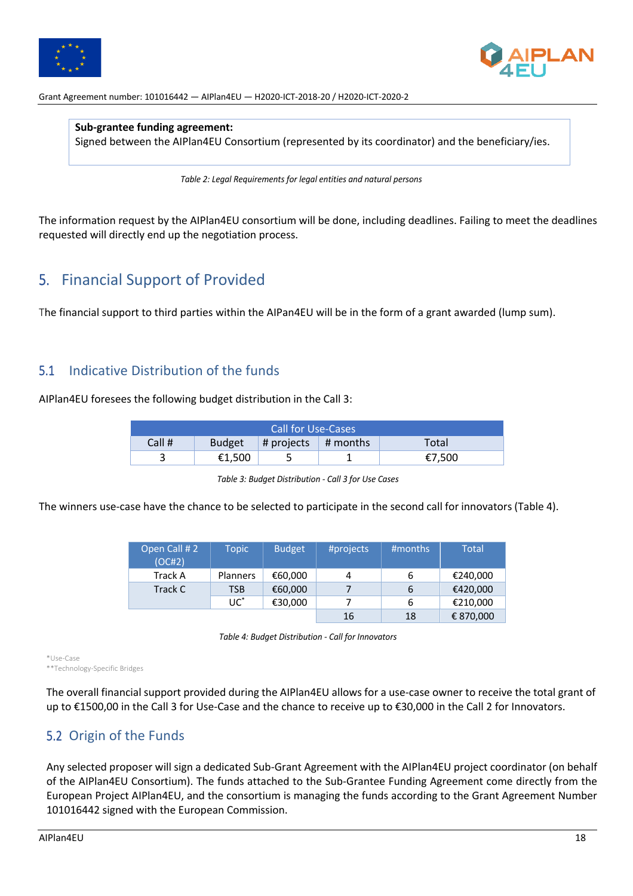| **Sub-grantee funding agreement:** |
|---|
| Signed between the AIPlan4EU Consortium (represented by its coordinator) and the beneficiary/ies. |

*Table 2: Legal Requirements for legal entities and natural persons*

The information request by the AIPlan4EU consortium will be done, including deadlines. Failing to meet the deadlines requested will directly end up the negotiation process.

# 5. Financial Support of Provided

The financial support to third parties within the AIPan4EU will be in the form of a grant awarded (lump sum).

## 5.1 Indicative Distribution of the funds

AIPlan4EU foresees the following budget distribution in the Call 3:

| Call for Use-Cases | | | | |
|---|---|---|---|---|
| Call # | Budget | # projects | # months | Total |
| 3 | €1,500 | 5 | 1 | €7,500 |

*Table 3: Budget Distribution - Call 3 for Use Cases*

The winners use-case have the chance to be selected to participate in the second call for innovators (Table 4).

| Open Call # 2 (OC#2) | Topic | Budget | #projects | #months | Total |
|---|---|---|---|---|---|
| Track A | Planners | €60,000 | 4 | 6 | €240,000 |
| Track C | TSB | €60,000 | 7 | 6 | €420,000 |
| | UC* | €30,000 | 7 | 6 | €210,000 |
| | | | 16 | 18 | € 870,000 |

*Table 4: Budget Distribution - Call for Innovators*

*Use-Case
**Technology-Specific Bridges

The overall financial support provided during the AIPlan4EU allows for a use-case owner to receive the total grant of up to €1500,00 in the Call 3 for Use-Case and the chance to receive up to €30,000 in the Call 2 for Innovators.

## 5.2 Origin of the Funds

Any selected proposer will sign a dedicated Sub-Grant Agreement with the AIPlan4EU project coordinator (on behalf of the AIPlan4EU Consortium). The funds attached to the Sub-Grantee Funding Agreement come directly from the European Project AIPlan4EU, and the consortium is managing the funds according to the Grant Agreement Number 101016442 signed with the European Commission.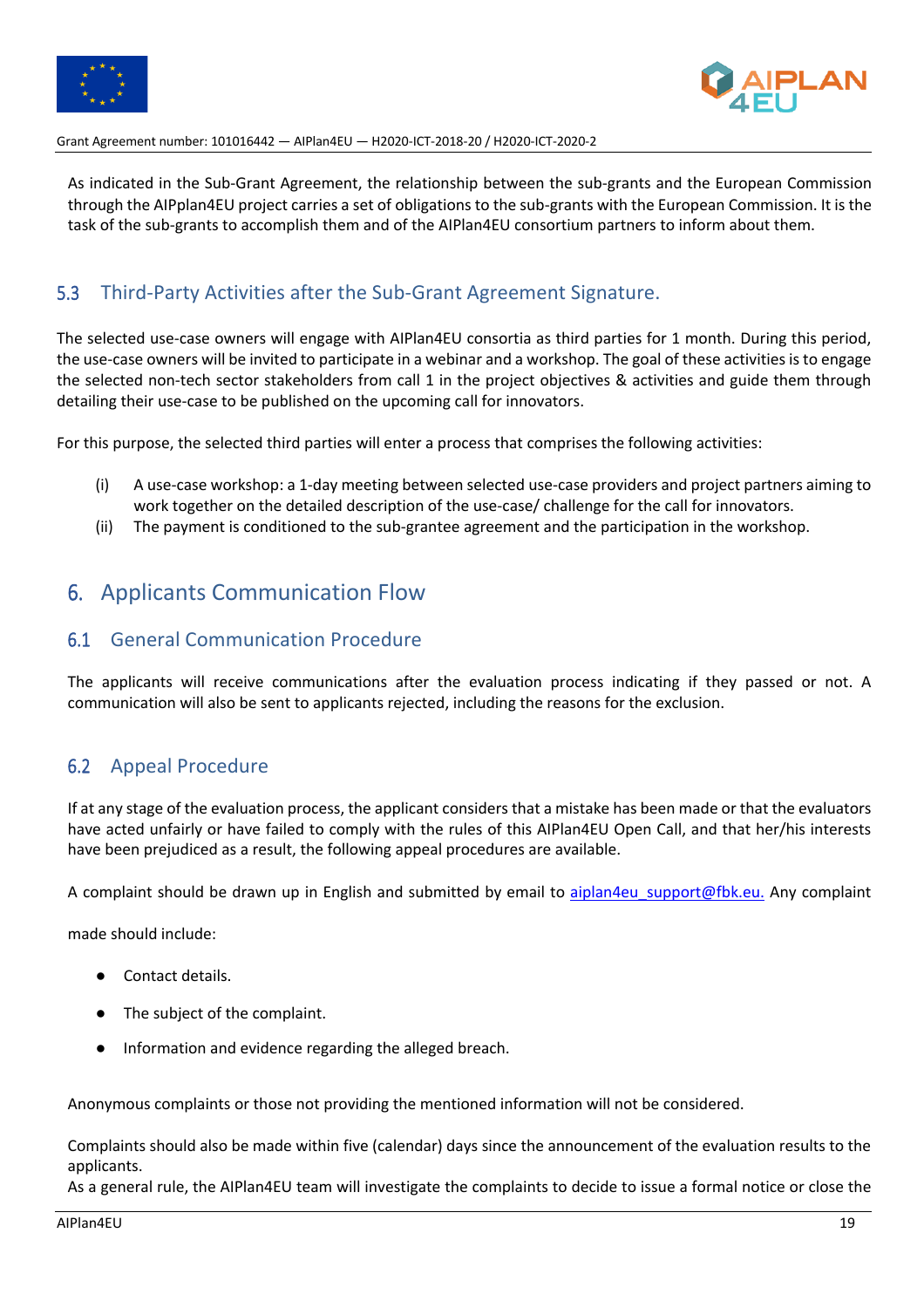As indicated in the Sub-Grant Agreement, the relationship between the sub-grants and the European Commission through the AIPplan4EU project carries a set of obligations to the sub-grants with the European Commission. It is the task of the sub-grants to accomplish them and of the AIPlan4EU consortium partners to inform about them.

### 5.3 Third-Party Activities after the Sub-Grant Agreement Signature.

The selected use-case owners will engage with AIPlan4EU consortia as third parties for 1 month. During this period, the use-case owners will be invited to participate in a webinar and a workshop. The goal of these activities is to engage the selected non-tech sector stakeholders from call 1 in the project objectives & activities and guide them through detailing their use-case to be published on the upcoming call for innovators.

For this purpose, the selected third parties will enter a process that comprises the following activities:

(i) A use-case workshop: a 1-day meeting between selected use-case providers and project partners aiming to work together on the detailed description of the use-case/ challenge for the call for innovators.

(ii) The payment is conditioned to the sub-grantee agreement and the participation in the workshop.

## 6. Applicants Communication Flow

### 6.1 General Communication Procedure

The applicants will receive communications after the evaluation process indicating if they passed or not. A communication will also be sent to applicants rejected, including the reasons for the exclusion.

### 6.2 Appeal Procedure

If at any stage of the evaluation process, the applicant considers that a mistake has been made or that the evaluators have acted unfairly or have failed to comply with the rules of this AIPlan4EU Open Call, and that her/his interests have been prejudiced as a result, the following appeal procedures are available.

A complaint should be drawn up in English and submitted by email to aiplan4eu_support@fbk.eu. Any complaint made should include:

- Contact details.
- The subject of the complaint.
- Information and evidence regarding the alleged breach.

Anonymous complaints or those not providing the mentioned information will not be considered.

Complaints should also be made within five (calendar) days since the announcement of the evaluation results to the applicants.
As a general rule, the AIPlan4EU team will investigate the complaints to decide to issue a formal notice or close the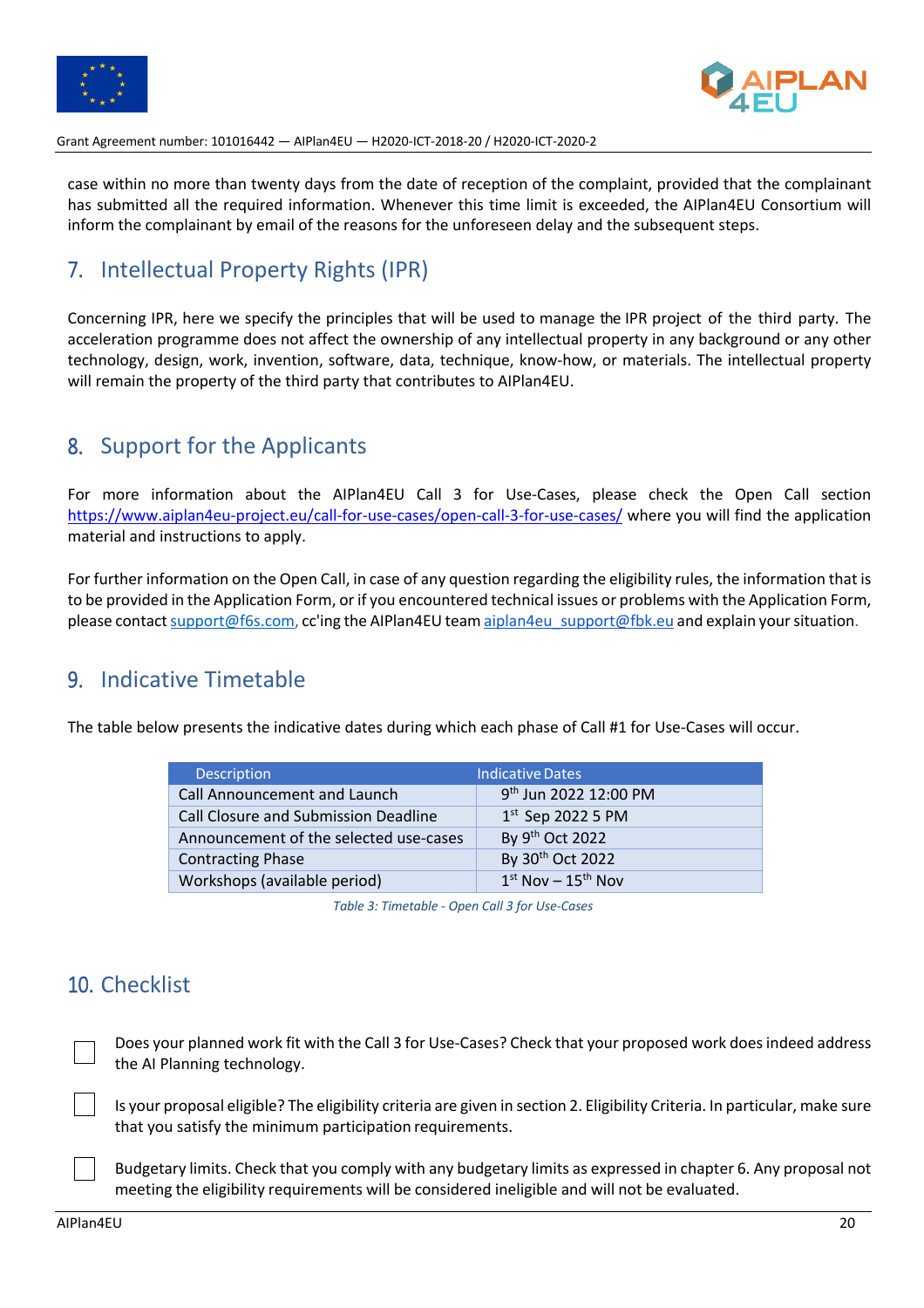case within no more than twenty days from the date of reception of the complaint, provided that the complainant has submitted all the required information. Whenever this time limit is exceeded, the AIPlan4EU Consortium will inform the complainant by email of the reasons for the unforeseen delay and the subsequent steps.

## 7. Intellectual Property Rights (IPR)

Concerning IPR, here we specify the principles that will be used to manage the IPR project of the third party. The acceleration programme does not affect the ownership of any intellectual property in any background or any other technology, design, work, invention, software, data, technique, know-how, or materials. The intellectual property will remain the property of the third party that contributes to AIPlan4EU.

## 8. Support for the Applicants

For more information about the AIPlan4EU Call 3 for Use-Cases, please check the Open Call section https://www.aiplan4eu-project.eu/call-for-use-cases/open-call-3-for-use-cases/ where you will find the application material and instructions to apply.

For further information on the Open Call, in case of any question regarding the eligibility rules, the information that is to be provided in the Application Form, or if you encountered technical issues or problems with the Application Form, please contact support@f6s.com, cc'ing the AIPlan4EU team aiplan4eu_support@fbk.eu and explain your situation.

## 9. Indicative Timetable

The table below presents the indicative dates during which each phase of Call #1 for Use-Cases will occur.

| Description | Indicative Dates |
|---|---|
| Call Announcement and Launch | 9th Jun 2022 12:00 PM |
| Call Closure and Submission Deadline | 1st Sep 2022 5 PM |
| Announcement of the selected use-cases | By 9th Oct 2022 |
| Contracting Phase | By 30th Oct 2022 |
| Workshops (available period) | 1st Nov – 15th Nov |

*Table 3: Timetable - Open Call 3 for Use-Cases*

## 10. Checklist

- [ ] Does your planned work fit with the Call 3 for Use-Cases? Check that your proposed work does indeed address the AI Planning technology.
- [ ] Is your proposal eligible? The eligibility criteria are given in section 2. Eligibility Criteria. In particular, make sure that you satisfy the minimum participation requirements.
- [ ] Budgetary limits. Check that you comply with any budgetary limits as expressed in chapter 6. Any proposal not meeting the eligibility requirements will be considered ineligible and will not be evaluated.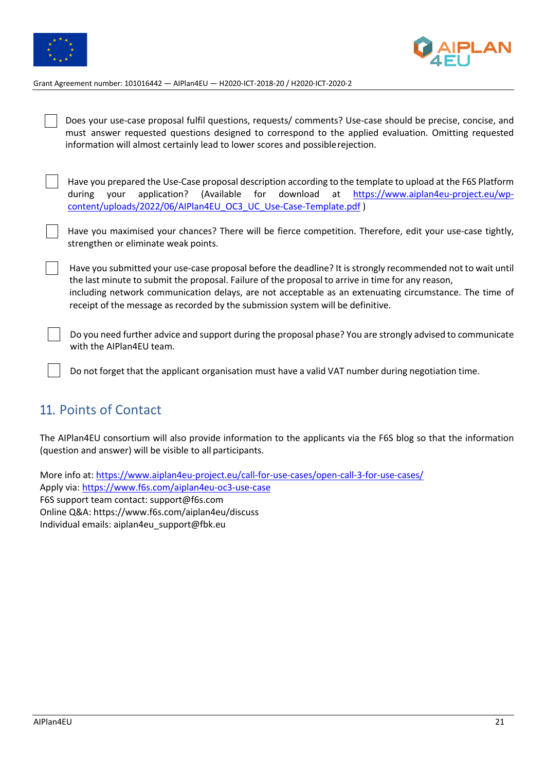- [ ] Does your use-case proposal fulfil questions, requests/ comments? Use-case should be precise, concise, and must answer requested questions designed to correspond to the applied evaluation. Omitting requested information will almost certainly lead to lower scores and possible rejection.

- [ ] Have you prepared the Use-Case proposal description according to the template to upload at the F6S Platform during your application? (Available for download at https://www.aiplan4eu-project.eu/wp-content/uploads/2022/06/AIPlan4EU_OC3_UC_Use-Case-Template.pdf )

- [ ] Have you maximised your chances? There will be fierce competition. Therefore, edit your use-case tightly, strengthen or eliminate weak points.

- [ ] Have you submitted your use-case proposal before the deadline? It is strongly recommended not to wait until the last minute to submit the proposal. Failure of the proposal to arrive in time for any reason, including network communication delays, are not acceptable as an extenuating circumstance. The time of receipt of the message as recorded by the submission system will be definitive.

- [ ] Do you need further advice and support during the proposal phase? You are strongly advised to communicate with the AIPlan4EU team.

- [ ] Do not forget that the applicant organisation must have a valid VAT number during negotiation time.

## 11. Points of Contact

The AIPlan4EU consortium will also provide information to the applicants via the F6S blog so that the information (question and answer) will be visible to all participants.

More info at: https://www.aiplan4eu-project.eu/call-for-use-cases/open-call-3-for-use-cases/
Apply via: https://www.f6s.com/aiplan4eu-oc3-use-case
F6S support team contact: support@f6s.com
Online Q&A: https://www.f6s.com/aiplan4eu/discuss
Individual emails: aiplan4eu_support@fbk.eu